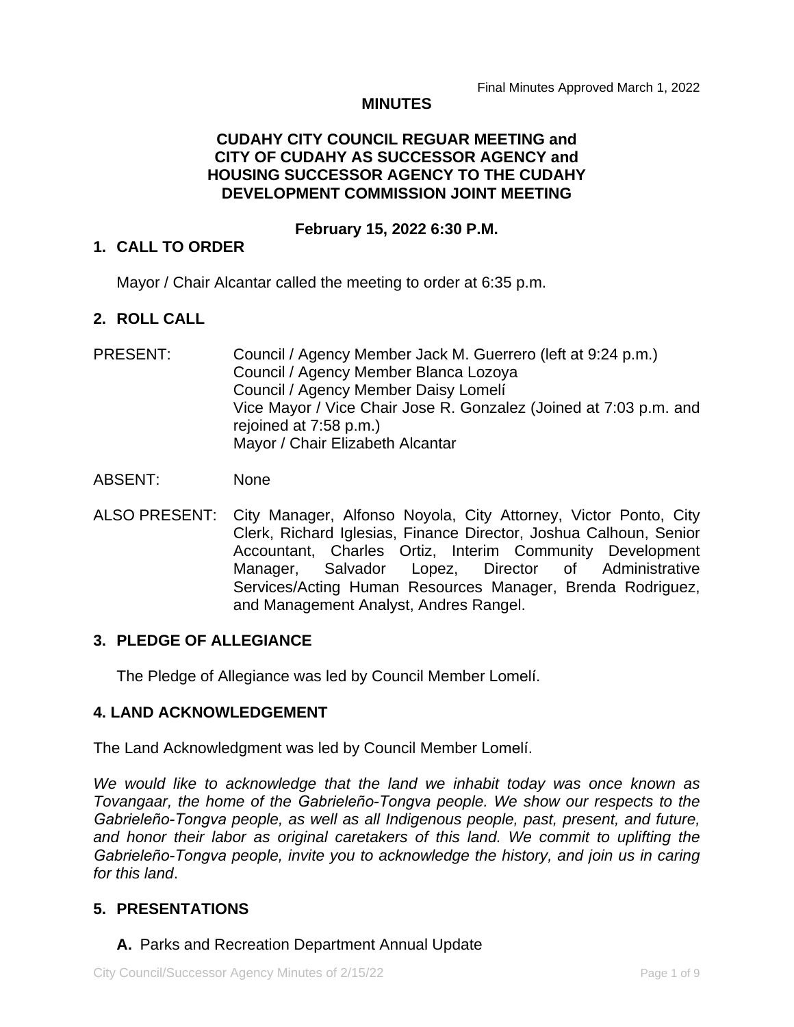Final Minutes Approved March 1, 2022

**MINUTES**

**CUDAHY CITY COUNCIL REGUAR MEETING and CITY OF CUDAHY AS SUCCESSOR AGENCY and HOUSING SUCCESSOR AGENCY TO THE CUDAHY DEVELOPMENT COMMISSION JOINT MEETING**

**February 15, 2022 6:30 P.M.**

## 1. CALL TO ORDER

Mayor / Chair Alcantar called the meeting to order at 6:35 p.m.

## 2. ROLL CALL

PRESENT: Council / Agency Member Jack M. Guerrero (left at 9:24 p.m.)
Council / Agency Member Blanca Lozoya
Council / Agency Member Daisy Lomelí
Vice Mayor / Vice Chair Jose R. Gonzalez (Joined at 7:03 p.m. and rejoined at 7:58 p.m.)
Mayor / Chair Elizabeth Alcantar

ABSENT: None

ALSO PRESENT: City Manager, Alfonso Noyola, City Attorney, Victor Ponto, City Clerk, Richard Iglesias, Finance Director, Joshua Calhoun, Senior Accountant, Charles Ortiz, Interim Community Development Manager, Salvador Lopez, Director of Administrative Services/Acting Human Resources Manager, Brenda Rodriguez, and Management Analyst, Andres Rangel.

## 3. PLEDGE OF ALLEGIANCE

The Pledge of Allegiance was led by Council Member Lomelí.

## 4. LAND ACKNOWLEDGEMENT

The Land Acknowledgment was led by Council Member Lomelí.

*We would like to acknowledge that the land we inhabit today was once known as Tovangaar, the home of the Gabrieleño-Tongva people. We show our respects to the Gabrieleño-Tongva people, as well as all Indigenous people, past, present, and future, and honor their labor as original caretakers of this land. We commit to uplifting the Gabrieleño-Tongva people, invite you to acknowledge the history, and join us in caring for this land*.

## 5. PRESENTATIONS

**A.** Parks and Recreation Department Annual Update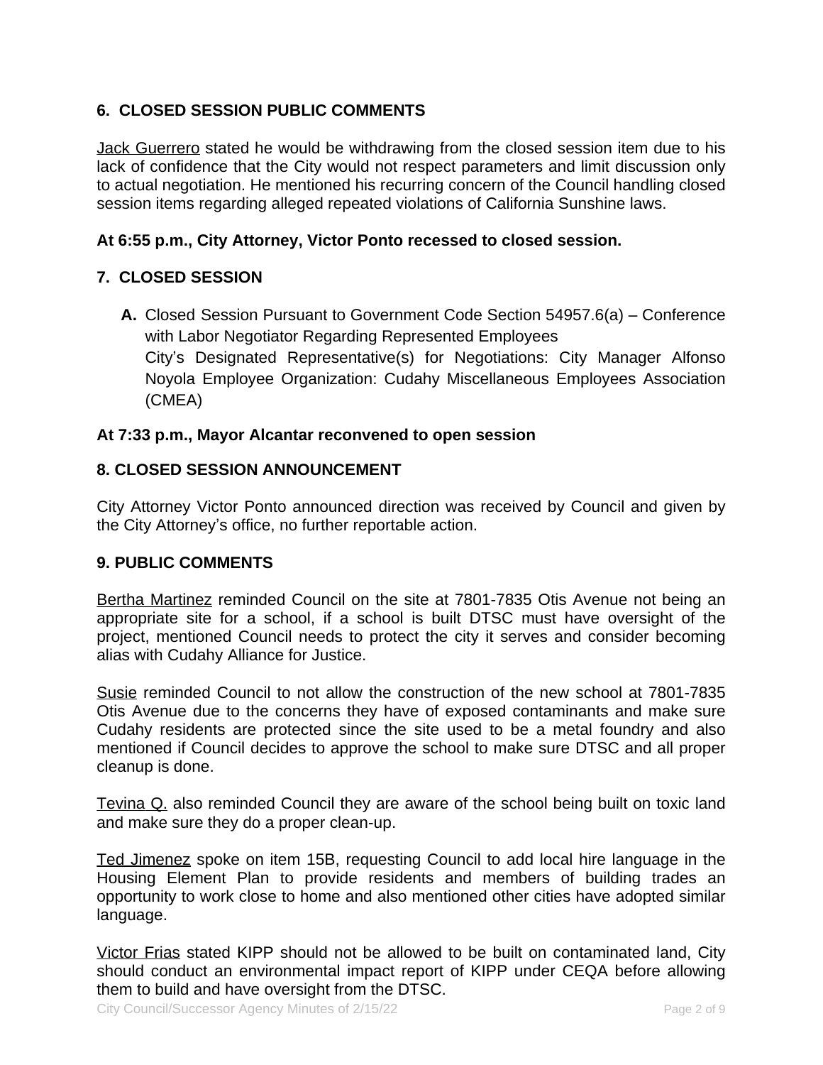## 6. CLOSED SESSION PUBLIC COMMENTS

Jack Guerrero stated he would be withdrawing from the closed session item due to his lack of confidence that the City would not respect parameters and limit discussion only to actual negotiation. He mentioned his recurring concern of the Council handling closed session items regarding alleged repeated violations of California Sunshine laws.

**At 6:55 p.m., City Attorney, Victor Ponto recessed to closed session.**

## 7. CLOSED SESSION

**A.** Closed Session Pursuant to Government Code Section 54957.6(a) – Conference with Labor Negotiator Regarding Represented Employees
City's Designated Representative(s) for Negotiations: City Manager Alfonso Noyola Employee Organization: Cudahy Miscellaneous Employees Association (CMEA)

**At 7:33 p.m., Mayor Alcantar reconvened to open session**

## 8. CLOSED SESSION ANNOUNCEMENT

City Attorney Victor Ponto announced direction was received by Council and given by the City Attorney's office, no further reportable action.

## 9. PUBLIC COMMENTS

Bertha Martinez reminded Council on the site at 7801-7835 Otis Avenue not being an appropriate site for a school, if a school is built DTSC must have oversight of the project, mentioned Council needs to protect the city it serves and consider becoming alias with Cudahy Alliance for Justice.

Susie reminded Council to not allow the construction of the new school at 7801-7835 Otis Avenue due to the concerns they have of exposed contaminants and make sure Cudahy residents are protected since the site used to be a metal foundry and also mentioned if Council decides to approve the school to make sure DTSC and all proper cleanup is done.

Tevina Q. also reminded Council they are aware of the school being built on toxic land and make sure they do a proper clean-up.

Ted Jimenez spoke on item 15B, requesting Council to add local hire language in the Housing Element Plan to provide residents and members of building trades an opportunity to work close to home and also mentioned other cities have adopted similar language.

Victor Frias stated KIPP should not be allowed to be built on contaminated land, City should conduct an environmental impact report of KIPP under CEQA before allowing them to build and have oversight from the DTSC.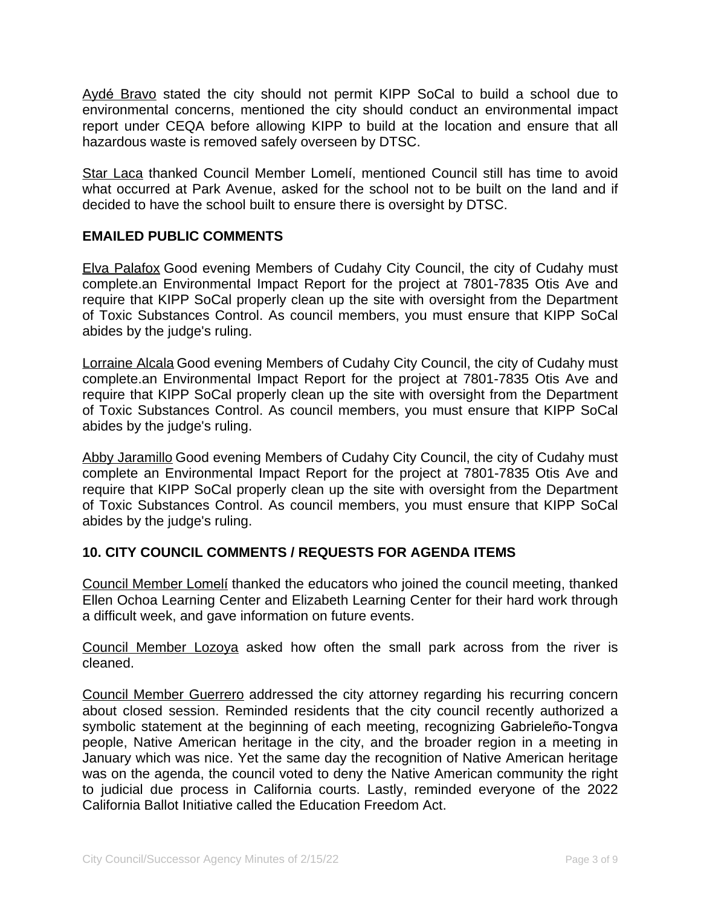Aydé Bravo stated the city should not permit KIPP SoCal to build a school due to environmental concerns, mentioned the city should conduct an environmental impact report under CEQA before allowing KIPP to build at the location and ensure that all hazardous waste is removed safely overseen by DTSC.

Star Laca thanked Council Member Lomelí, mentioned Council still has time to avoid what occurred at Park Avenue, asked for the school not to be built on the land and if decided to have the school built to ensure there is oversight by DTSC.

**EMAILED PUBLIC COMMENTS**

Elva Palafox Good evening Members of Cudahy City Council, the city of Cudahy must complete.an Environmental Impact Report for the project at 7801-7835 Otis Ave and require that KIPP SoCal properly clean up the site with oversight from the Department of Toxic Substances Control. As council members, you must ensure that KIPP SoCal abides by the judge's ruling.

Lorraine Alcala Good evening Members of Cudahy City Council, the city of Cudahy must complete.an Environmental Impact Report for the project at 7801-7835 Otis Ave and require that KIPP SoCal properly clean up the site with oversight from the Department of Toxic Substances Control. As council members, you must ensure that KIPP SoCal abides by the judge's ruling.

Abby Jaramillo Good evening Members of Cudahy City Council, the city of Cudahy must complete an Environmental Impact Report for the project at 7801-7835 Otis Ave and require that KIPP SoCal properly clean up the site with oversight from the Department of Toxic Substances Control. As council members, you must ensure that KIPP SoCal abides by the judge's ruling.

**10. CITY COUNCIL COMMENTS / REQUESTS FOR AGENDA ITEMS**

Council Member Lomelí thanked the educators who joined the council meeting, thanked Ellen Ochoa Learning Center and Elizabeth Learning Center for their hard work through a difficult week, and gave information on future events.

Council Member Lozoya asked how often the small park across from the river is cleaned.

Council Member Guerrero addressed the city attorney regarding his recurring concern about closed session. Reminded residents that the city council recently authorized a symbolic statement at the beginning of each meeting, recognizing Gabrieleño-Tongva people, Native American heritage in the city, and the broader region in a meeting in January which was nice. Yet the same day the recognition of Native American heritage was on the agenda, the council voted to deny the Native American community the right to judicial due process in California courts. Lastly, reminded everyone of the 2022 California Ballot Initiative called the Education Freedom Act.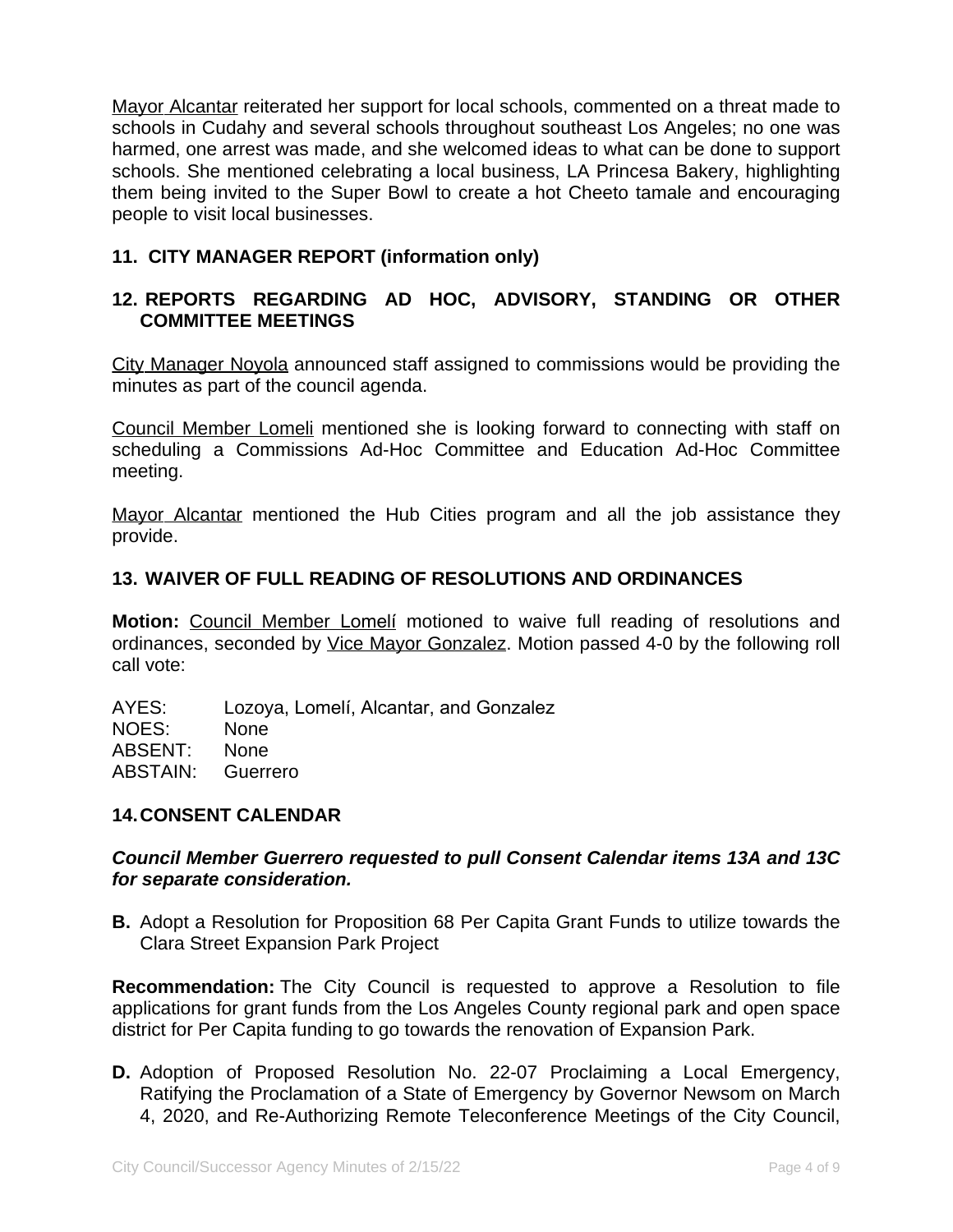Mayor Alcantar reiterated her support for local schools, commented on a threat made to schools in Cudahy and several schools throughout southeast Los Angeles; no one was harmed, one arrest was made, and she welcomed ideas to what can be done to support schools. She mentioned celebrating a local business, LA Princesa Bakery, highlighting them being invited to the Super Bowl to create a hot Cheeto tamale and encouraging people to visit local businesses.

## 11. CITY MANAGER REPORT (information only)

## 12. REPORTS REGARDING AD HOC, ADVISORY, STANDING OR OTHER COMMITTEE MEETINGS

City Manager Noyola announced staff assigned to commissions would be providing the minutes as part of the council agenda.

Council Member Lomeli mentioned she is looking forward to connecting with staff on scheduling a Commissions Ad-Hoc Committee and Education Ad-Hoc Committee meeting.

Mayor Alcantar mentioned the Hub Cities program and all the job assistance they provide.

## 13. WAIVER OF FULL READING OF RESOLUTIONS AND ORDINANCES

**Motion:** Council Member Lomelí motioned to waive full reading of resolutions and ordinances, seconded by Vice Mayor Gonzalez. Motion passed 4-0 by the following roll call vote:

AYES: Lozoya, Lomelí, Alcantar, and Gonzalez
NOES: None
ABSENT: None
ABSTAIN: Guerrero

## 14. CONSENT CALENDAR

***Council Member Guerrero requested to pull Consent Calendar items 13A and 13C for separate consideration.***

**B.** Adopt a Resolution for Proposition 68 Per Capita Grant Funds to utilize towards the Clara Street Expansion Park Project

**Recommendation:** The City Council is requested to approve a Resolution to file applications for grant funds from the Los Angeles County regional park and open space district for Per Capita funding to go towards the renovation of Expansion Park.

**D.** Adoption of Proposed Resolution No. 22-07 Proclaiming a Local Emergency, Ratifying the Proclamation of a State of Emergency by Governor Newsom on March 4, 2020, and Re-Authorizing Remote Teleconference Meetings of the City Council,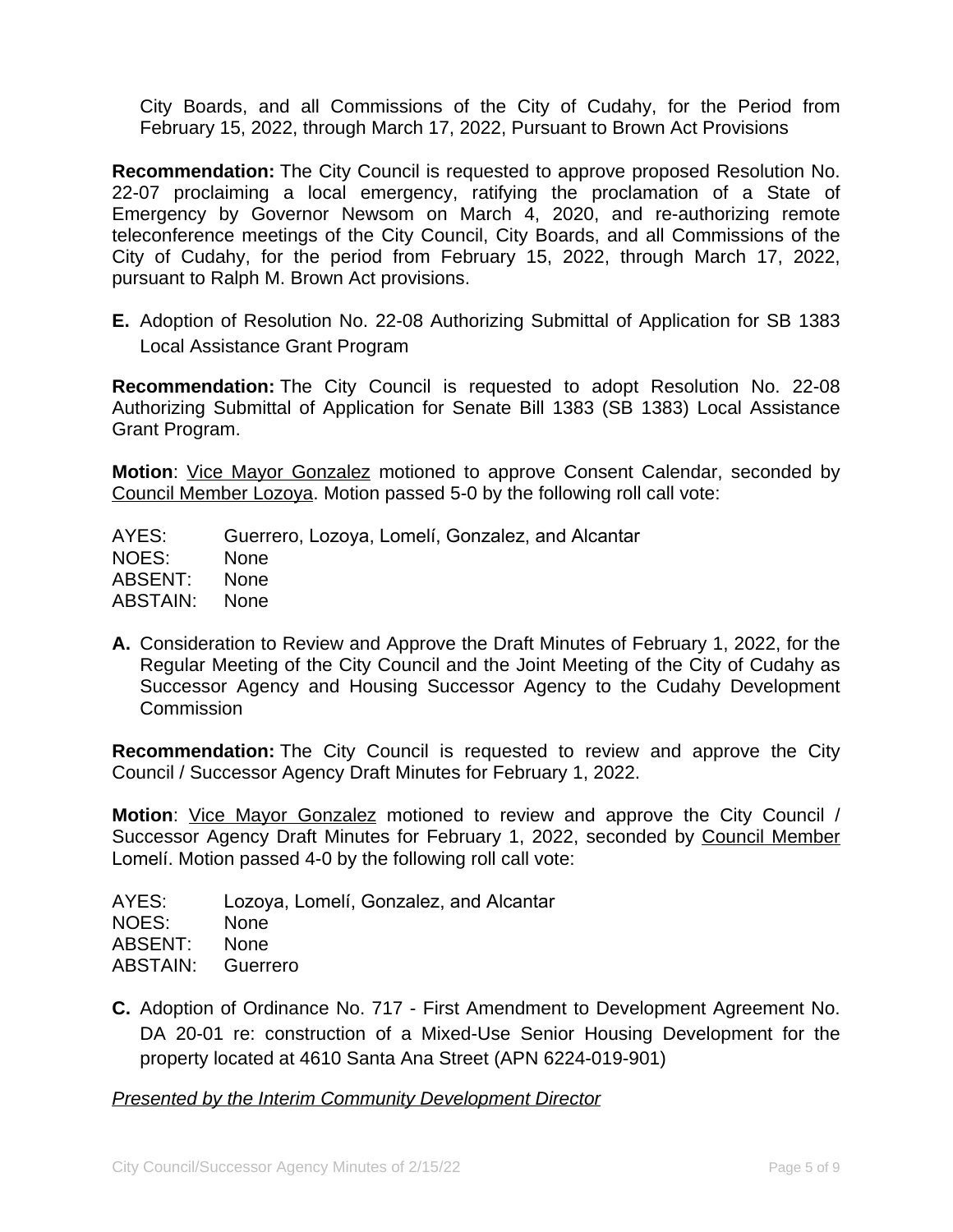City Boards, and all Commissions of the City of Cudahy, for the Period from February 15, 2022, through March 17, 2022, Pursuant to Brown Act Provisions

**Recommendation:** The City Council is requested to approve proposed Resolution No. 22-07 proclaiming a local emergency, ratifying the proclamation of a State of Emergency by Governor Newsom on March 4, 2020, and re-authorizing remote teleconference meetings of the City Council, City Boards, and all Commissions of the City of Cudahy, for the period from February 15, 2022, through March 17, 2022, pursuant to Ralph M. Brown Act provisions.

**E.** Adoption of Resolution No. 22-08 Authorizing Submittal of Application for SB 1383 Local Assistance Grant Program

**Recommendation:** The City Council is requested to adopt Resolution No. 22-08 Authorizing Submittal of Application for Senate Bill 1383 (SB 1383) Local Assistance Grant Program.

**Motion**: Vice Mayor Gonzalez motioned to approve Consent Calendar, seconded by Council Member Lozoya. Motion passed 5-0 by the following roll call vote:

AYES: Guerrero, Lozoya, Lomelí, Gonzalez, and Alcantar
NOES: None
ABSENT: None
ABSTAIN: None

**A.** Consideration to Review and Approve the Draft Minutes of February 1, 2022, for the Regular Meeting of the City Council and the Joint Meeting of the City of Cudahy as Successor Agency and Housing Successor Agency to the Cudahy Development Commission

**Recommendation:** The City Council is requested to review and approve the City Council / Successor Agency Draft Minutes for February 1, 2022.

**Motion**: Vice Mayor Gonzalez motioned to review and approve the City Council / Successor Agency Draft Minutes for February 1, 2022, seconded by Council Member Lomelí. Motion passed 4-0 by the following roll call vote:

AYES: Lozoya, Lomelí, Gonzalez, and Alcantar
NOES: None
ABSENT: None
ABSTAIN: Guerrero

**C.** Adoption of Ordinance No. 717 - First Amendment to Development Agreement No. DA 20-01 re: construction of a Mixed-Use Senior Housing Development for the property located at 4610 Santa Ana Street (APN 6224-019-901)

*Presented by the Interim Community Development Director*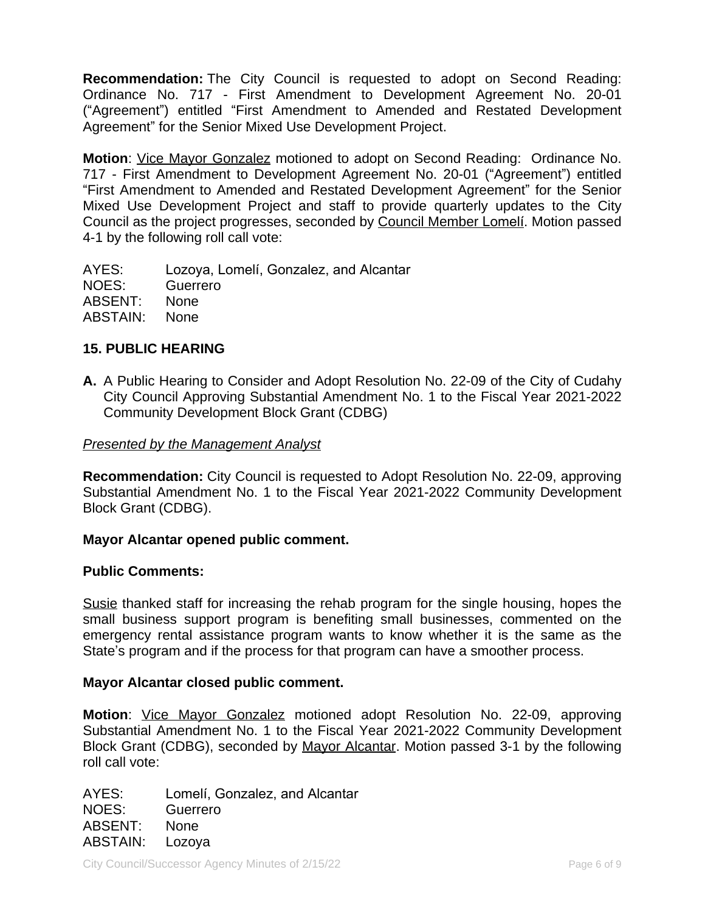**Recommendation:** The City Council is requested to adopt on Second Reading: Ordinance No. 717 - First Amendment to Development Agreement No. 20-01 ("Agreement") entitled "First Amendment to Amended and Restated Development Agreement" for the Senior Mixed Use Development Project.

**Motion**: Vice Mayor Gonzalez motioned to adopt on Second Reading: Ordinance No. 717 - First Amendment to Development Agreement No. 20-01 ("Agreement") entitled "First Amendment to Amended and Restated Development Agreement" for the Senior Mixed Use Development Project and staff to provide quarterly updates to the City Council as the project progresses, seconded by Council Member Lomelí. Motion passed 4-1 by the following roll call vote:

AYES: Lozoya, Lomelí, Gonzalez, and Alcantar
NOES: Guerrero
ABSENT: None
ABSTAIN: None

## 15. PUBLIC HEARING

**A.** A Public Hearing to Consider and Adopt Resolution No. 22-09 of the City of Cudahy City Council Approving Substantial Amendment No. 1 to the Fiscal Year 2021-2022 Community Development Block Grant (CDBG)

*Presented by the Management Analyst*

**Recommendation:** City Council is requested to Adopt Resolution No. 22-09, approving Substantial Amendment No. 1 to the Fiscal Year 2021-2022 Community Development Block Grant (CDBG).

**Mayor Alcantar opened public comment.**

**Public Comments:**

Susie thanked staff for increasing the rehab program for the single housing, hopes the small business support program is benefiting small businesses, commented on the emergency rental assistance program wants to know whether it is the same as the State's program and if the process for that program can have a smoother process.

**Mayor Alcantar closed public comment.**

**Motion**: Vice Mayor Gonzalez motioned adopt Resolution No. 22-09, approving Substantial Amendment No. 1 to the Fiscal Year 2021-2022 Community Development Block Grant (CDBG), seconded by Mayor Alcantar. Motion passed 3-1 by the following roll call vote:

AYES: Lomelí, Gonzalez, and Alcantar
NOES: Guerrero
ABSENT: None
ABSTAIN: Lozoya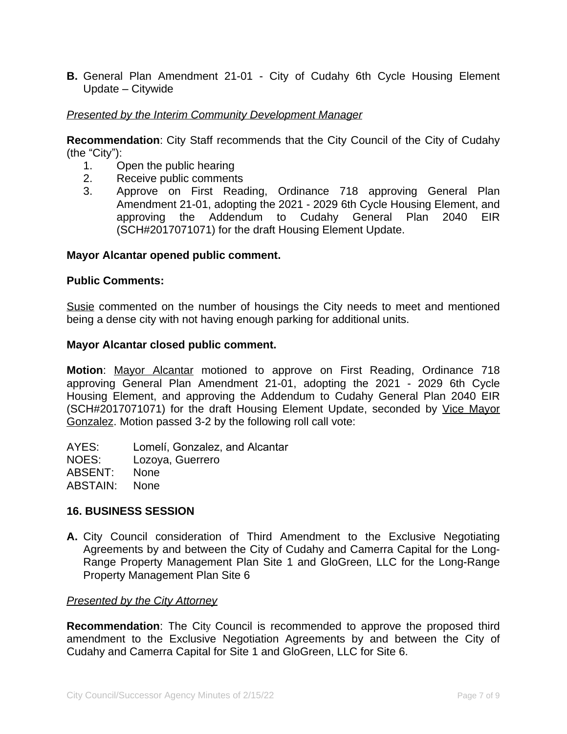**B.** General Plan Amendment 21-01 - City of Cudahy 6th Cycle Housing Element Update – Citywide

*Presented by the Interim Community Development Manager*

**Recommendation**: City Staff recommends that the City Council of the City of Cudahy (the "City"):

1. Open the public hearing
2. Receive public comments
3. Approve on First Reading, Ordinance 718 approving General Plan Amendment 21-01, adopting the 2021 - 2029 6th Cycle Housing Element, and approving the Addendum to Cudahy General Plan 2040 EIR (SCH#2017071071) for the draft Housing Element Update.

**Mayor Alcantar opened public comment.**

**Public Comments:**

Susie commented on the number of housings the City needs to meet and mentioned being a dense city with not having enough parking for additional units.

**Mayor Alcantar closed public comment.**

**Motion**: Mayor Alcantar motioned to approve on First Reading, Ordinance 718 approving General Plan Amendment 21-01, adopting the 2021 - 2029 6th Cycle Housing Element, and approving the Addendum to Cudahy General Plan 2040 EIR (SCH#2017071071) for the draft Housing Element Update, seconded by Vice Mayor Gonzalez. Motion passed 3-2 by the following roll call vote:

AYES: Lomelí, Gonzalez, and Alcantar
NOES: Lozoya, Guerrero
ABSENT: None
ABSTAIN: None

## 16. BUSINESS SESSION

**A.** City Council consideration of Third Amendment to the Exclusive Negotiating Agreements by and between the City of Cudahy and Camerra Capital for the Long-Range Property Management Plan Site 1 and GloGreen, LLC for the Long-Range Property Management Plan Site 6

*Presented by the City Attorney*

**Recommendation**: The City Council is recommended to approve the proposed third amendment to the Exclusive Negotiation Agreements by and between the City of Cudahy and Camerra Capital for Site 1 and GloGreen, LLC for Site 6.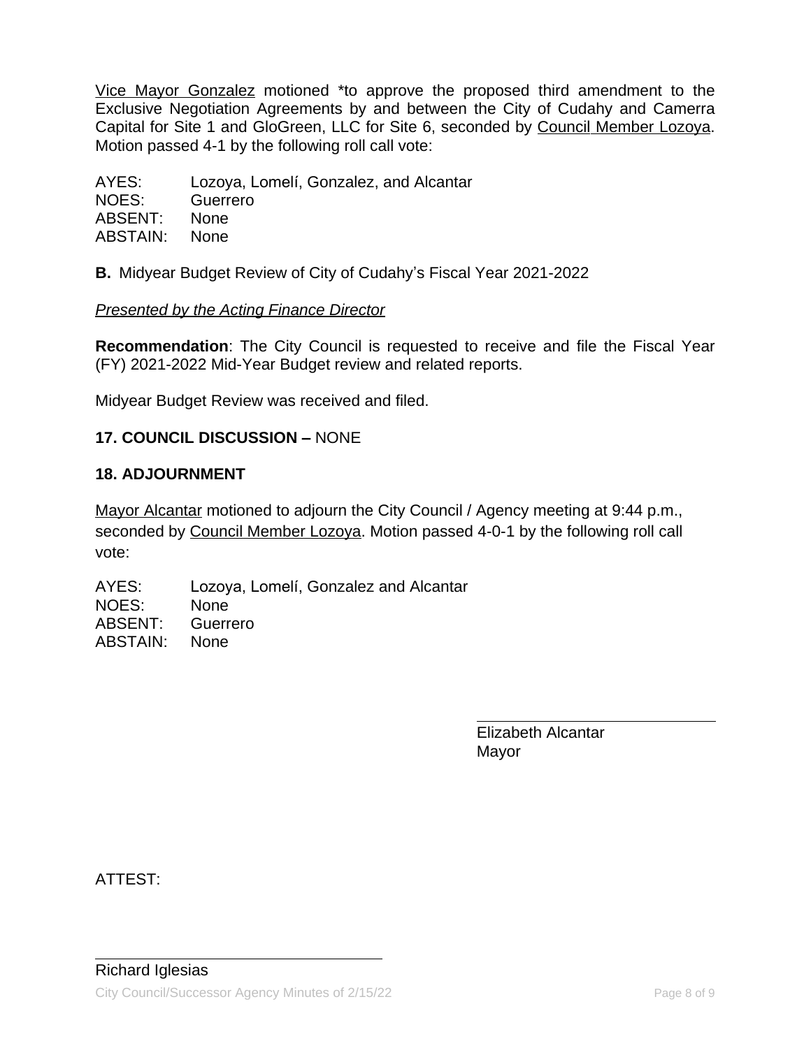Vice Mayor Gonzalez motioned *to approve the proposed third amendment to the Exclusive Negotiation Agreements by and between the City of Cudahy and Camerra Capital for Site 1 and GloGreen, LLC for Site 6, seconded by Council Member Lozoya. Motion passed 4-1 by the following roll call vote:

AYES: Lozoya, Lomelí, Gonzalez, and Alcantar
NOES: Guerrero
ABSENT: None
ABSTAIN: None

**B.** Midyear Budget Review of City of Cudahy's Fiscal Year 2021-2022

*Presented by the Acting Finance Director*

**Recommendation**: The City Council is requested to receive and file the Fiscal Year (FY) 2021-2022 Mid-Year Budget review and related reports.

Midyear Budget Review was received and filed.

**17. COUNCIL DISCUSSION –** NONE

**18. ADJOURNMENT**

Mayor Alcantar motioned to adjourn the City Council / Agency meeting at 9:44 p.m., seconded by Council Member Lozoya. Motion passed 4-0-1 by the following roll call vote:

AYES: Lozoya, Lomelí, Gonzalez and Alcantar
NOES: None
ABSENT: Guerrero
ABSTAIN: None

Elizabeth Alcantar
Mayor

ATTEST:

Richard Iglesias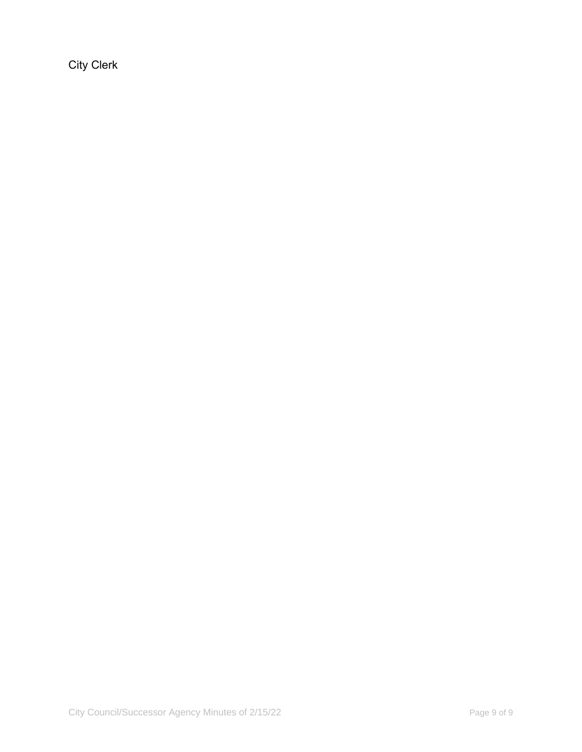City Clerk